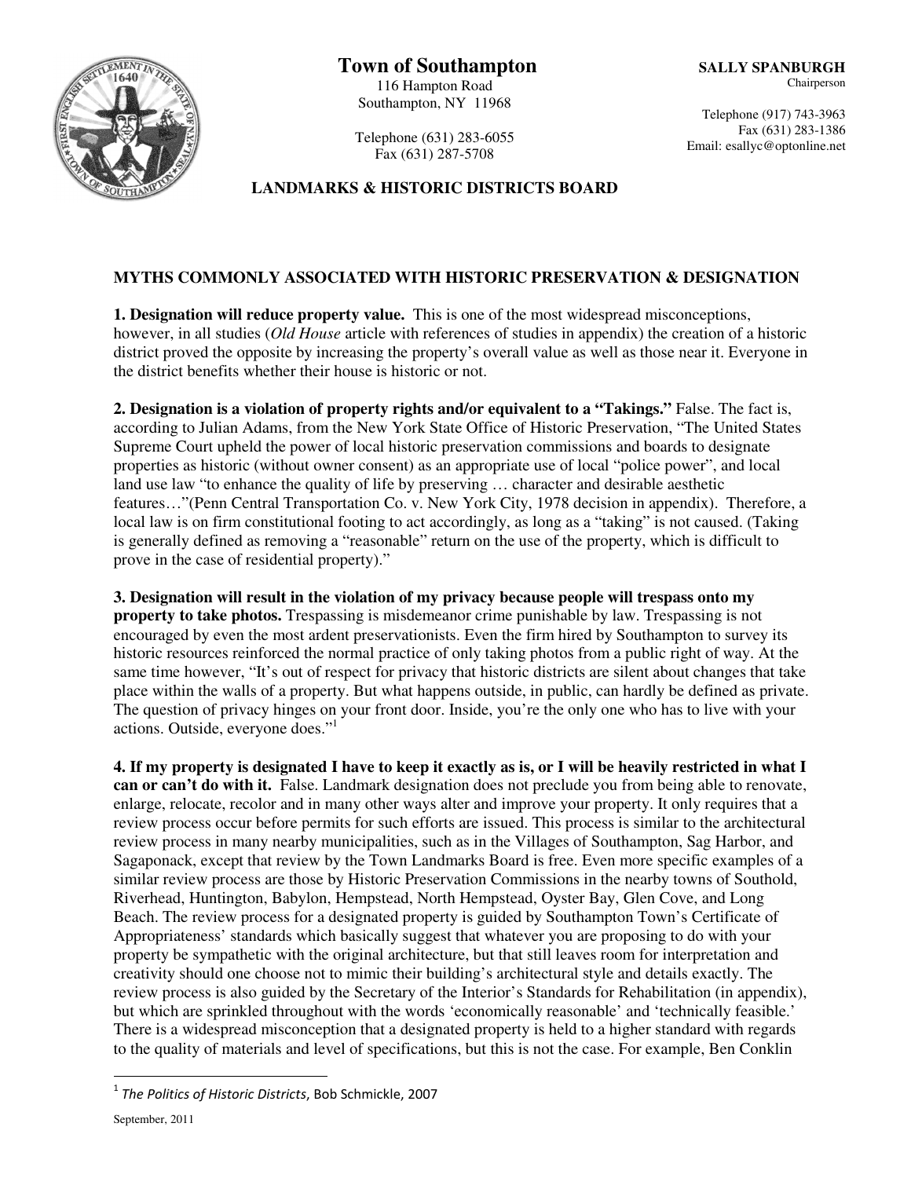# Town of Southampton

116 Hampton Road
Southampton, NY 11968

Telephone (631) 283-6055
Fax (631) 287-5708

**SALLY SPANBURGH**
Chairperson

Telephone (917) 743-3963
Fax (631) 283-1386
Email: esallyc@optonline.net

## LANDMARKS & HISTORIC DISTRICTS BOARD

### MYTHS COMMONLY ASSOCIATED WITH HISTORIC PRESERVATION & DESIGNATION

**1. Designation will reduce property value.** This is one of the most widespread misconceptions, however, in all studies (*Old House* article with references of studies in appendix) the creation of a historic district proved the opposite by increasing the property's overall value as well as those near it. Everyone in the district benefits whether their house is historic or not.

**2. Designation is a violation of property rights and/or equivalent to a "Takings."** False. The fact is, according to Julian Adams, from the New York State Office of Historic Preservation, "The United States Supreme Court upheld the power of local historic preservation commissions and boards to designate properties as historic (without owner consent) as an appropriate use of local "police power", and local land use law "to enhance the quality of life by preserving … character and desirable aesthetic features…"(Penn Central Transportation Co. v. New York City, 1978 decision in appendix). Therefore, a local law is on firm constitutional footing to act accordingly, as long as a "taking" is not caused. (Taking is generally defined as removing a "reasonable" return on the use of the property, which is difficult to prove in the case of residential property)."

**3. Designation will result in the violation of my privacy because people will trespass onto my property to take photos.** Trespassing is misdemeanor crime punishable by law. Trespassing is not encouraged by even the most ardent preservationists. Even the firm hired by Southampton to survey its historic resources reinforced the normal practice of only taking photos from a public right of way. At the same time however, "It's out of respect for privacy that historic districts are silent about changes that take place within the walls of a property. But what happens outside, in public, can hardly be defined as private. The question of privacy hinges on your front door. Inside, you're the only one who has to live with your actions. Outside, everyone does."[1]

**4. If my property is designated I have to keep it exactly as is, or I will be heavily restricted in what I can or can't do with it.** False. Landmark designation does not preclude you from being able to renovate, enlarge, relocate, recolor and in many other ways alter and improve your property. It only requires that a review process occur before permits for such efforts are issued. This process is similar to the architectural review process in many nearby municipalities, such as in the Villages of Southampton, Sag Harbor, and Sagaponack, except that review by the Town Landmarks Board is free. Even more specific examples of a similar review process are those by Historic Preservation Commissions in the nearby towns of Southold, Riverhead, Huntington, Babylon, Hempstead, North Hempstead, Oyster Bay, Glen Cove, and Long Beach. The review process for a designated property is guided by Southampton Town's Certificate of Appropriateness' standards which basically suggest that whatever you are proposing to do with your property be sympathetic with the original architecture, but that still leaves room for interpretation and creativity should one choose not to mimic their building's architectural style and details exactly. The review process is also guided by the Secretary of the Interior's Standards for Rehabilitation (in appendix), but which are sprinkled throughout with the words 'economically reasonable' and 'technically feasible.' There is a widespread misconception that a designated property is held to a higher standard with regards to the quality of materials and level of specifications, but this is not the case. For example, Ben Conklin

---

[1] *The Politics of Historic Districts*, Bob Schmickle, 2007

September, 2011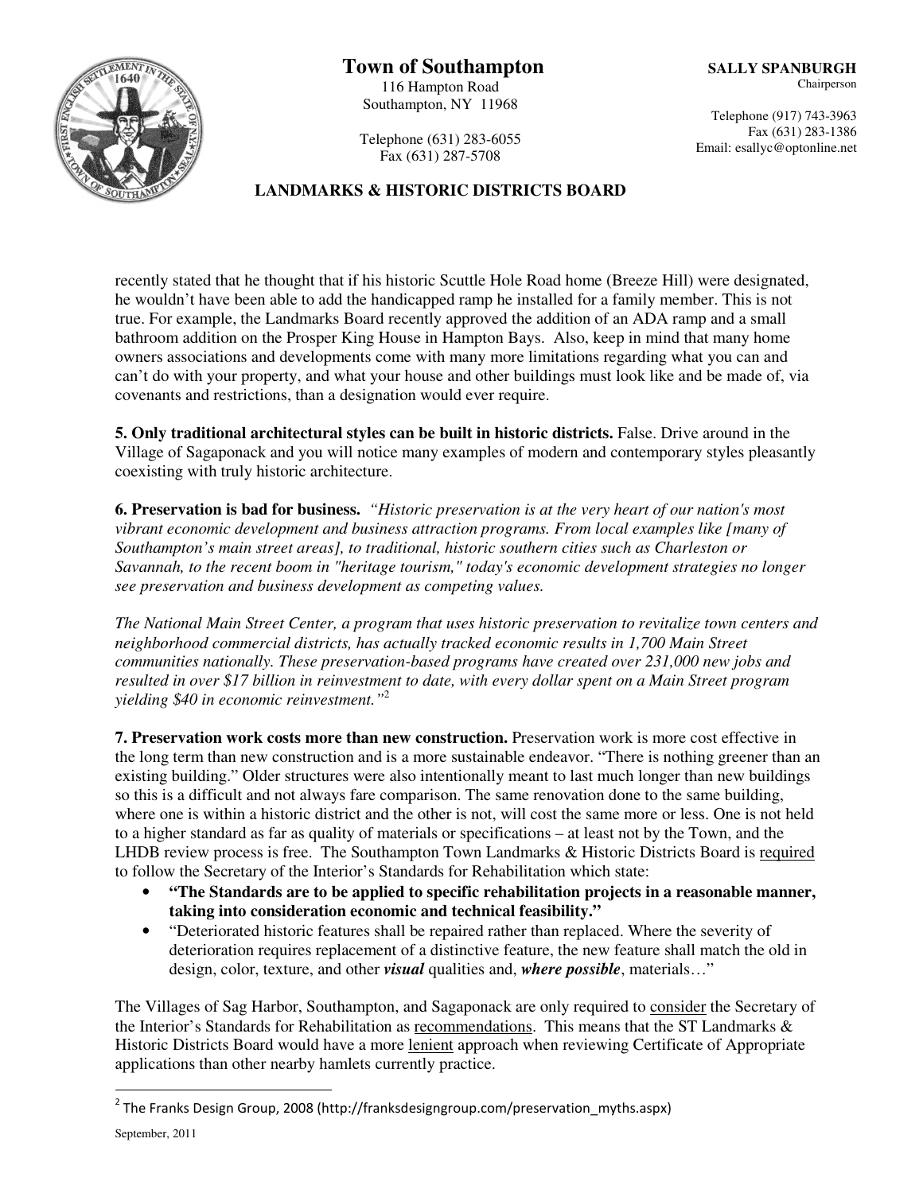recently stated that he thought that if his historic Scuttle Hole Road home (Breeze Hill) were designated, he wouldn't have been able to add the handicapped ramp he installed for a family member. This is not true. For example, the Landmarks Board recently approved the addition of an ADA ramp and a small bathroom addition on the Prosper King House in Hampton Bays. Also, keep in mind that many home owners associations and developments come with many more limitations regarding what you can and can't do with your property, and what your house and other buildings must look like and be made of, via covenants and restrictions, than a designation would ever require.

**5. Only traditional architectural styles can be built in historic districts.** False. Drive around in the Village of Sagaponack and you will notice many examples of modern and contemporary styles pleasantly coexisting with truly historic architecture.

**6. Preservation is bad for business.** *"Historic preservation is at the very heart of our nation's most vibrant economic development and business attraction programs. From local examples like [many of Southampton's main street areas], to traditional, historic southern cities such as Charleston or Savannah, to the recent boom in "heritage tourism," today's economic development strategies no longer see preservation and business development as competing values.*

*The National Main Street Center, a program that uses historic preservation to revitalize town centers and neighborhood commercial districts, has actually tracked economic results in 1,700 Main Street communities nationally. These preservation-based programs have created over 231,000 new jobs and resulted in over $17 billion in reinvestment to date, with every dollar spent on a Main Street program yielding $40 in economic reinvestment."*[2]

**7. Preservation work costs more than new construction.** Preservation work is more cost effective in the long term than new construction and is a more sustainable endeavor. "There is nothing greener than an existing building." Older structures were also intentionally meant to last much longer than new buildings so this is a difficult and not always fare comparison. The same renovation done to the same building, where one is within a historic district and the other is not, will cost the same more or less. One is not held to a higher standard as far as quality of materials or specifications – at least not by the Town, and the LHDB review process is free. The Southampton Town Landmarks & Historic Districts Board is required to follow the Secretary of the Interior's Standards for Rehabilitation which state:

- **"The Standards are to be applied to specific rehabilitation projects in a reasonable manner, taking into consideration economic and technical feasibility."**
- "Deteriorated historic features shall be repaired rather than replaced. Where the severity of deterioration requires replacement of a distinctive feature, the new feature shall match the old in design, color, texture, and other ***visual*** qualities and, ***where possible***, materials…"

The Villages of Sag Harbor, Southampton, and Sagaponack are only required to consider the Secretary of the Interior's Standards for Rehabilitation as recommendations. This means that the ST Landmarks & Historic Districts Board would have a more lenient approach when reviewing Certificate of Appropriate applications than other nearby hamlets currently practice.

---

[2] The Franks Design Group, 2008 (http://franksdesigngroup.com/preservation_myths.aspx)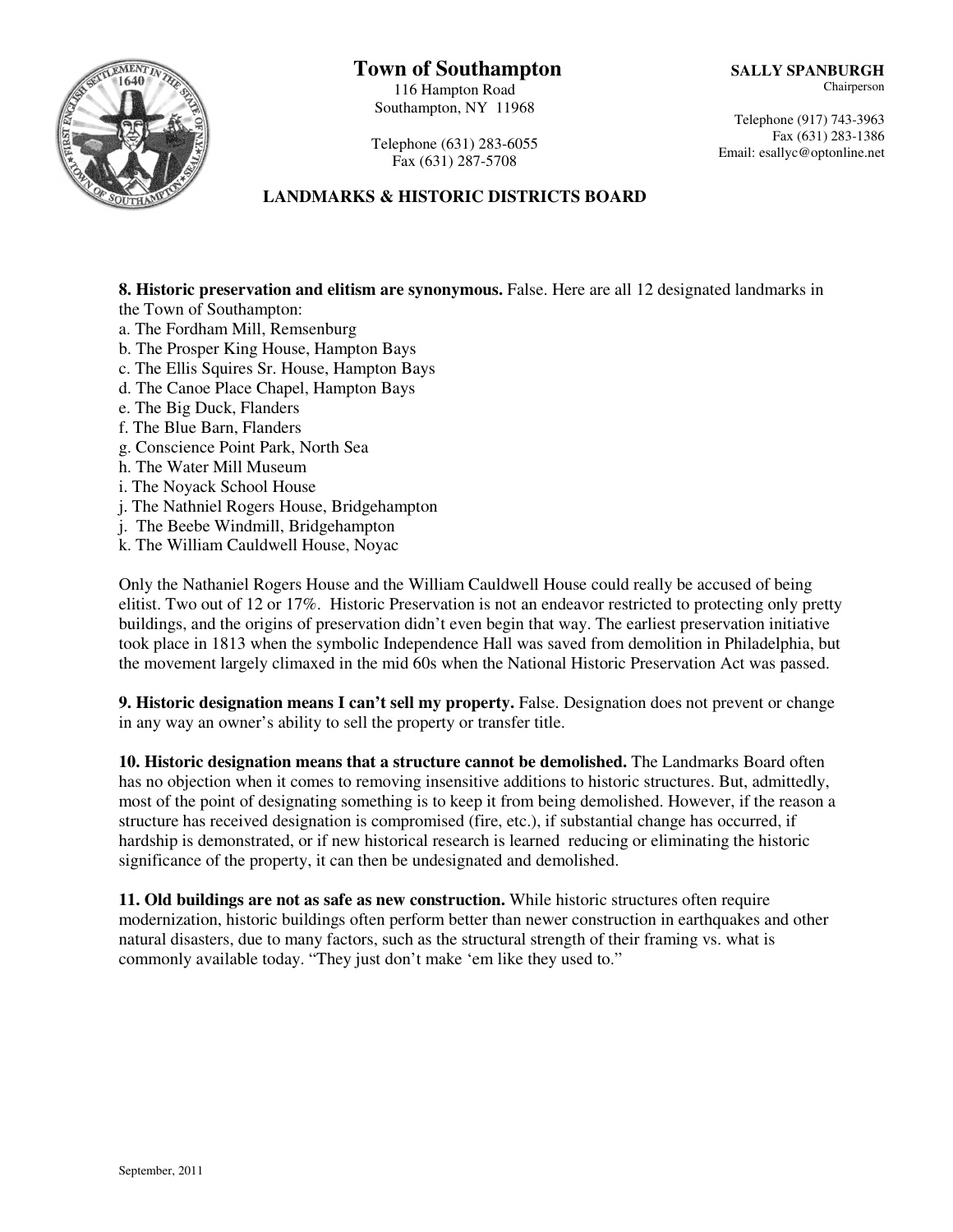# Town of Southampton

116 Hampton Road
Southampton, NY 11968

Telephone (631) 283-6055
Fax (631) 287-5708

**SALLY SPANBURGH**
Chairperson

Telephone (917) 743-3963
Fax (631) 283-1386
Email: esallyc@optonline.net

## LANDMARKS & HISTORIC DISTRICTS BOARD

**8. Historic preservation and elitism are synonymous.** False. Here are all 12 designated landmarks in the Town of Southampton:

a. The Fordham Mill, Remsenburg
b. The Prosper King House, Hampton Bays
c. The Ellis Squires Sr. House, Hampton Bays
d. The Canoe Place Chapel, Hampton Bays
e. The Big Duck, Flanders
f. The Blue Barn, Flanders
g. Conscience Point Park, North Sea
h. The Water Mill Museum
i. The Noyack School House
j. The Nathniel Rogers House, Bridgehampton
j. The Beebe Windmill, Bridgehampton
k. The William Cauldwell House, Noyac

Only the Nathaniel Rogers House and the William Cauldwell House could really be accused of being elitist. Two out of 12 or 17%. Historic Preservation is not an endeavor restricted to protecting only pretty buildings, and the origins of preservation didn't even begin that way. The earliest preservation initiative took place in 1813 when the symbolic Independence Hall was saved from demolition in Philadelphia, but the movement largely climaxed in the mid 60s when the National Historic Preservation Act was passed.

**9. Historic designation means I can't sell my property.** False. Designation does not prevent or change in any way an owner's ability to sell the property or transfer title.

**10. Historic designation means that a structure cannot be demolished.** The Landmarks Board often has no objection when it comes to removing insensitive additions to historic structures. But, admittedly, most of the point of designating something is to keep it from being demolished. However, if the reason a structure has received designation is compromised (fire, etc.), if substantial change has occurred, if hardship is demonstrated, or if new historical research is learned reducing or eliminating the historic significance of the property, it can then be undesignated and demolished.

**11. Old buildings are not as safe as new construction.** While historic structures often require modernization, historic buildings often perform better than newer construction in earthquakes and other natural disasters, due to many factors, such as the structural strength of their framing vs. what is commonly available today. "They just don't make 'em like they used to."

September, 2011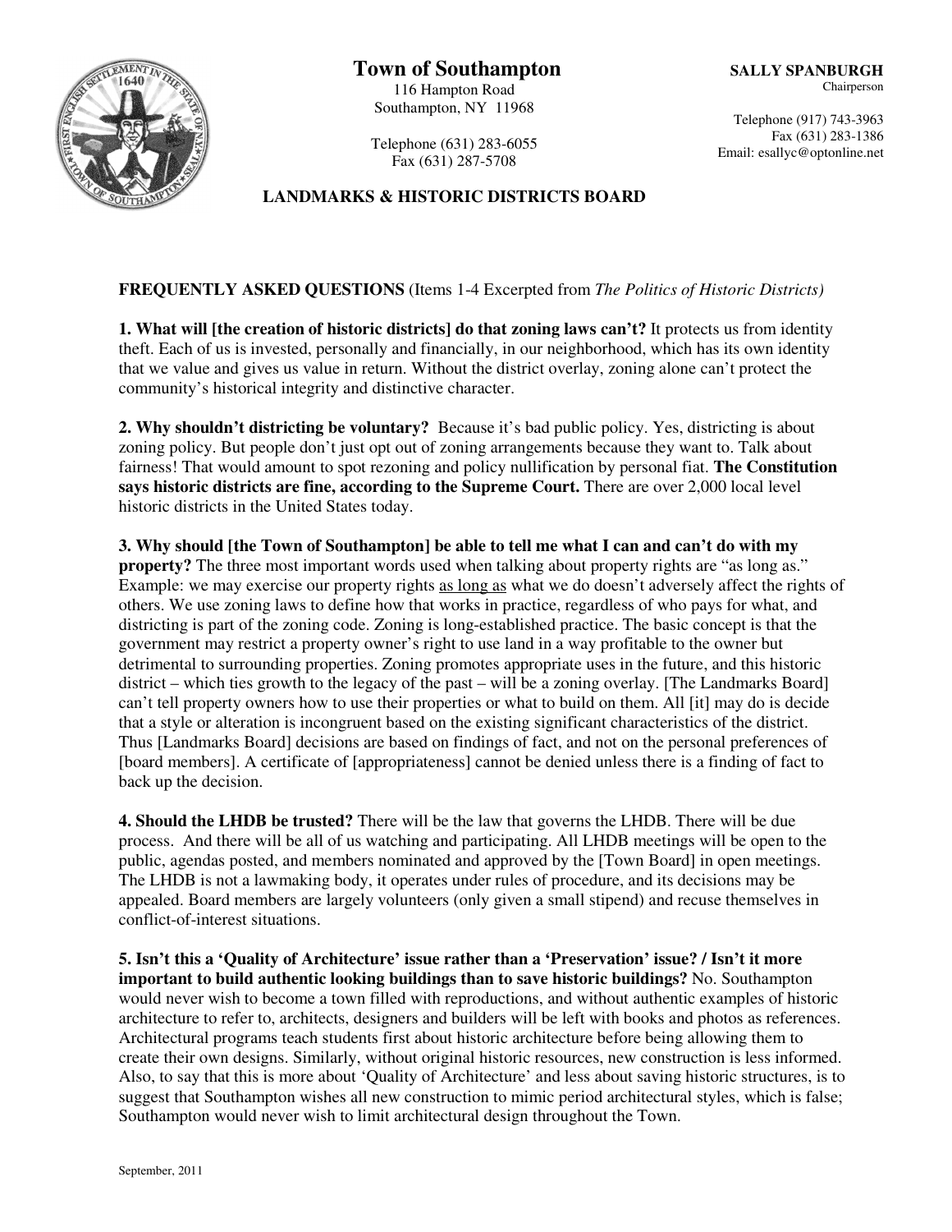# Town of Southampton

116 Hampton Road
Southampton, NY 11968

Telephone (631) 283-6055
Fax (631) 287-5708

**SALLY SPANBURGH**
Chairperson

Telephone (917) 743-3963
Fax (631) 283-1386
Email: esallyc@optonline.net

## LANDMARKS & HISTORIC DISTRICTS BOARD

**FREQUENTLY ASKED QUESTIONS** (Items 1-4 Excerpted from *The Politics of Historic Districts)*

**1. What will [the creation of historic districts] do that zoning laws can't?** It protects us from identity theft. Each of us is invested, personally and financially, in our neighborhood, which has its own identity that we value and gives us value in return. Without the district overlay, zoning alone can't protect the community's historical integrity and distinctive character.

**2. Why shouldn't districting be voluntary?** Because it's bad public policy. Yes, districting is about zoning policy. But people don't just opt out of zoning arrangements because they want to. Talk about fairness! That would amount to spot rezoning and policy nullification by personal fiat. **The Constitution says historic districts are fine, according to the Supreme Court.** There are over 2,000 local level historic districts in the United States today.

**3. Why should [the Town of Southampton] be able to tell me what I can and can't do with my property?** The three most important words used when talking about property rights are "as long as." Example: we may exercise our property rights <u>as long as</u> what we do doesn't adversely affect the rights of others. We use zoning laws to define how that works in practice, regardless of who pays for what, and districting is part of the zoning code. Zoning is long-established practice. The basic concept is that the government may restrict a property owner's right to use land in a way profitable to the owner but detrimental to surrounding properties. Zoning promotes appropriate uses in the future, and this historic district – which ties growth to the legacy of the past – will be a zoning overlay. [The Landmarks Board] can't tell property owners how to use their properties or what to build on them. All [it] may do is decide that a style or alteration is incongruent based on the existing significant characteristics of the district. Thus [Landmarks Board] decisions are based on findings of fact, and not on the personal preferences of [board members]. A certificate of [appropriateness] cannot be denied unless there is a finding of fact to back up the decision.

**4. Should the LHDB be trusted?** There will be the law that governs the LHDB. There will be due process. And there will be all of us watching and participating. All LHDB meetings will be open to the public, agendas posted, and members nominated and approved by the [Town Board] in open meetings. The LHDB is not a lawmaking body, it operates under rules of procedure, and its decisions may be appealed. Board members are largely volunteers (only given a small stipend) and recuse themselves in conflict-of-interest situations.

**5. Isn't this a 'Quality of Architecture' issue rather than a 'Preservation' issue? / Isn't it more important to build authentic looking buildings than to save historic buildings?** No. Southampton would never wish to become a town filled with reproductions, and without authentic examples of historic architecture to refer to, architects, designers and builders will be left with books and photos as references. Architectural programs teach students first about historic architecture before being allowing them to create their own designs. Similarly, without original historic resources, new construction is less informed. Also, to say that this is more about 'Quality of Architecture' and less about saving historic structures, is to suggest that Southampton wishes all new construction to mimic period architectural styles, which is false; Southampton would never wish to limit architectural design throughout the Town.

September, 2011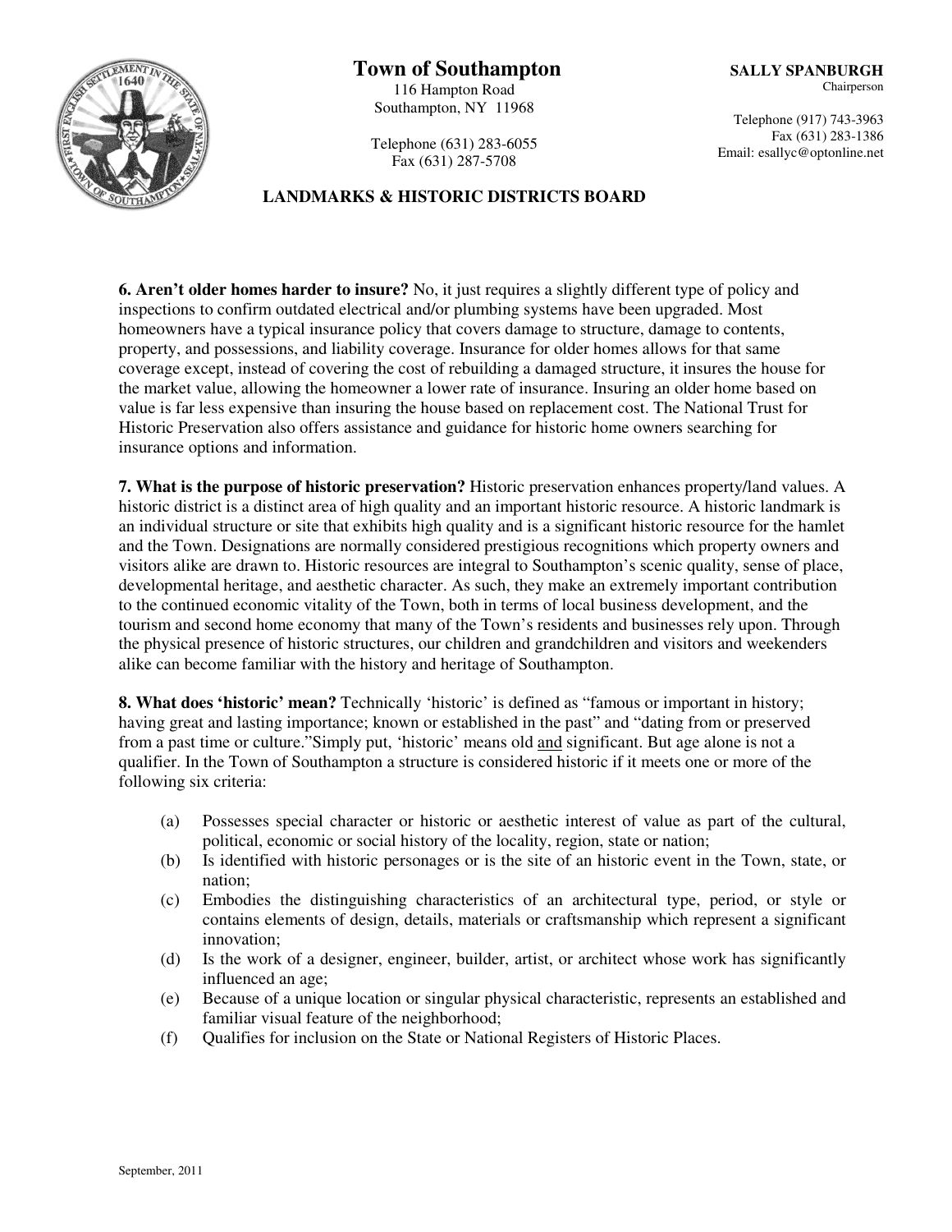**6. Aren't older homes harder to insure?** No, it just requires a slightly different type of policy and inspections to confirm outdated electrical and/or plumbing systems have been upgraded. Most homeowners have a typical insurance policy that covers damage to structure, damage to contents, property, and possessions, and liability coverage. Insurance for older homes allows for that same coverage except, instead of covering the cost of rebuilding a damaged structure, it insures the house for the market value, allowing the homeowner a lower rate of insurance. Insuring an older home based on value is far less expensive than insuring the house based on replacement cost. The National Trust for Historic Preservation also offers assistance and guidance for historic home owners searching for insurance options and information.

**7. What is the purpose of historic preservation?** Historic preservation enhances property/land values. A historic district is a distinct area of high quality and an important historic resource. A historic landmark is an individual structure or site that exhibits high quality and is a significant historic resource for the hamlet and the Town. Designations are normally considered prestigious recognitions which property owners and visitors alike are drawn to. Historic resources are integral to Southampton's scenic quality, sense of place, developmental heritage, and aesthetic character. As such, they make an extremely important contribution to the continued economic vitality of the Town, both in terms of local business development, and the tourism and second home economy that many of the Town's residents and businesses rely upon. Through the physical presence of historic structures, our children and grandchildren and visitors and weekenders alike can become familiar with the history and heritage of Southampton.

**8. What does 'historic' mean?** Technically 'historic' is defined as "famous or important in history; having great and lasting importance; known or established in the past" and "dating from or preserved from a past time or culture."Simply put, 'historic' means old <u>and</u> significant. But age alone is not a qualifier. In the Town of Southampton a structure is considered historic if it meets one or more of the following six criteria:

(a) Possesses special character or historic or aesthetic interest of value as part of the cultural, political, economic or social history of the locality, region, state or nation;
(b) Is identified with historic personages or is the site of an historic event in the Town, state, or nation;
(c) Embodies the distinguishing characteristics of an architectural type, period, or style or contains elements of design, details, materials or craftsmanship which represent a significant innovation;
(d) Is the work of a designer, engineer, builder, artist, or architect whose work has significantly influenced an age;
(e) Because of a unique location or singular physical characteristic, represents an established and familiar visual feature of the neighborhood;
(f) Qualifies for inclusion on the State or National Registers of Historic Places.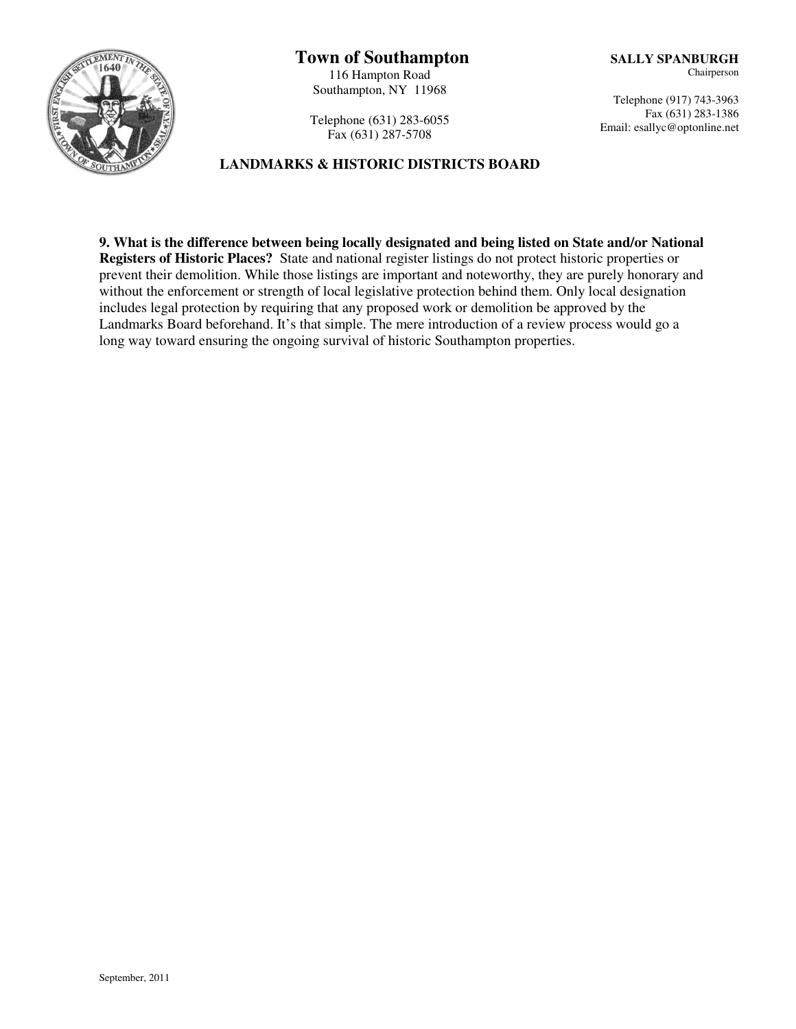# Town of Southampton

116 Hampton Road
Southampton, NY 11968

Telephone (631) 283-6055
Fax (631) 287-5708

**SALLY SPANBURGH**
Chairperson

Telephone (917) 743-3963
Fax (631) 283-1386
Email: esallyc@optonline.net

## LANDMARKS & HISTORIC DISTRICTS BOARD

**9. What is the difference between being locally designated and being listed on State and/or National Registers of Historic Places?** State and national register listings do not protect historic properties or prevent their demolition. While those listings are important and noteworthy, they are purely honorary and without the enforcement or strength of local legislative protection behind them. Only local designation includes legal protection by requiring that any proposed work or demolition be approved by the Landmarks Board beforehand. It's that simple. The mere introduction of a review process would go a long way toward ensuring the ongoing survival of historic Southampton properties.

September, 2011